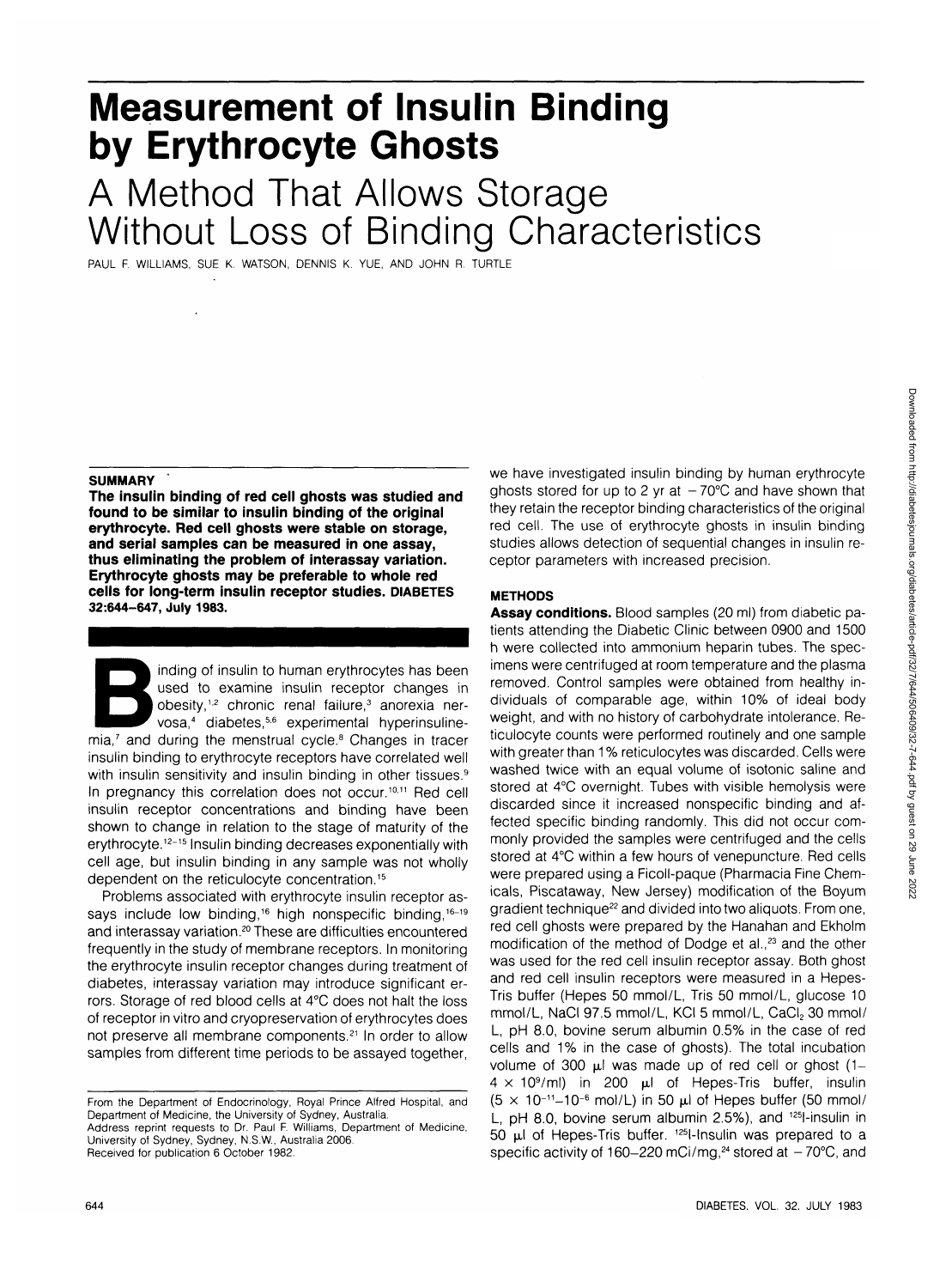# Measurement of Insulin Binding by Erythrocyte Ghosts

## A Method That Allows Storage Without Loss of Binding Characteristics

PAUL F. WILLIAMS, SUE K. WATSON, DENNIS K. YUE, AND JOHN R. TURTLE

### SUMMARY

**The insulin binding of red cell ghosts was studied and found to be similar to insulin binding of the original erythrocyte. Red cell ghosts were stable on storage, and serial samples can be measured in one assay, thus eliminating the problem of interassay variation. Erythrocyte ghosts may be preferable to whole red cells for long-term insulin receptor studies. DIABETES 32:644–647, July 1983.**

Binding of insulin to human erythrocytes has been used to examine insulin receptor changes in obesity,[1,2] chronic renal failure,[3] anorexia nervosa,[4] diabetes,[5,6] experimental hyperinsulinemia,[7] and during the menstrual cycle.[8] Changes in tracer insulin binding to erythrocyte receptors have correlated well with insulin sensitivity and insulin binding in other tissues.[9] In pregnancy this correlation does not occur.[10,11] Red cell insulin receptor concentrations and binding have been shown to change in relation to the stage of maturity of the erythrocyte.[12–15] Insulin binding decreases exponentially with cell age, but insulin binding in any sample was not wholly dependent on the reticulocyte concentration.[15]

Problems associated with erythrocyte insulin receptor assays include low binding,[16] high nonspecific binding,[16–19] and interassay variation.[20] These are difficulties encountered frequently in the study of membrane receptors. In monitoring the erythrocyte insulin receptor changes during treatment of diabetes, interassay variation may introduce significant errors. Storage of red blood cells at 4°C does not halt the loss of receptor in vitro and cryopreservation of erythrocytes does not preserve all membrane components.[21] In order to allow samples from different time periods to be assayed together, we have investigated insulin binding by human erythrocyte ghosts stored for up to 2 yr at −70°C and have shown that they retain the receptor binding characteristics of the original red cell. The use of erythrocyte ghosts in insulin binding studies allows detection of sequential changes in insulin receptor parameters with increased precision.

From the Department of Endocrinology, Royal Prince Alfred Hospital, and Department of Medicine, the University of Sydney, Australia.
Address reprint requests to Dr. Paul F. Williams, Department of Medicine, University of Sydney, Sydney, N.S.W., Australia 2006.
Received for publication 6 October 1982.

### METHODS

**Assay conditions.** Blood samples (20 ml) from diabetic patients attending the Diabetic Clinic between 0900 and 1500 h were collected into ammonium heparin tubes. The specimens were centrifuged at room temperature and the plasma removed. Control samples were obtained from healthy individuals of comparable age, within 10% of ideal body weight, and with no history of carbohydrate intolerance. Reticulocyte counts were performed routinely and one sample with greater than 1% reticulocytes was discarded. Cells were washed twice with an equal volume of isotonic saline and stored at 4°C overnight. Tubes with visible hemolysis were discarded since it increased nonspecific binding and affected specific binding randomly. This did not occur commonly provided the samples were centrifuged and the cells stored at 4°C within a few hours of venepuncture. Red cells were prepared using a Ficoll-paque (Pharmacia Fine Chemicals, Piscataway, New Jersey) modification of the Boyum gradient technique[22] and divided into two aliquots. From one, red cell ghosts were prepared by the Hanahan and Ekholm modification of the method of Dodge et al.,[23] and the other was used for the red cell insulin receptor assay. Both ghost and red cell insulin receptors were measured in a Hepes-Tris buffer (Hepes 50 mmol/L, Tris 50 mmol/L, glucose 10 mmol/L, NaCl 97.5 mmol/L, KCl 5 mmol/L, $CaCl_2$ 30 mmol/L, pH 8.0, bovine serum albumin 0.5% in the case of red cells and 1% in the case of ghosts). The total incubation volume of 300 μl was made up of red cell or ghost (1–4 × $10^9$/ml) in 200 μl of Hepes-Tris buffer, insulin (5 × $10^{-11}$–$10^{-6}$ mol/L) in 50 μl of Hepes buffer (50 mmol/L, pH 8.0, bovine serum albumin 2.5%), and $^{125}$I-insulin in 50 μl of Hepes-Tris buffer. $^{125}$I-Insulin was prepared to a specific activity of 160–220 mCi/mg,[24] stored at −70°C, and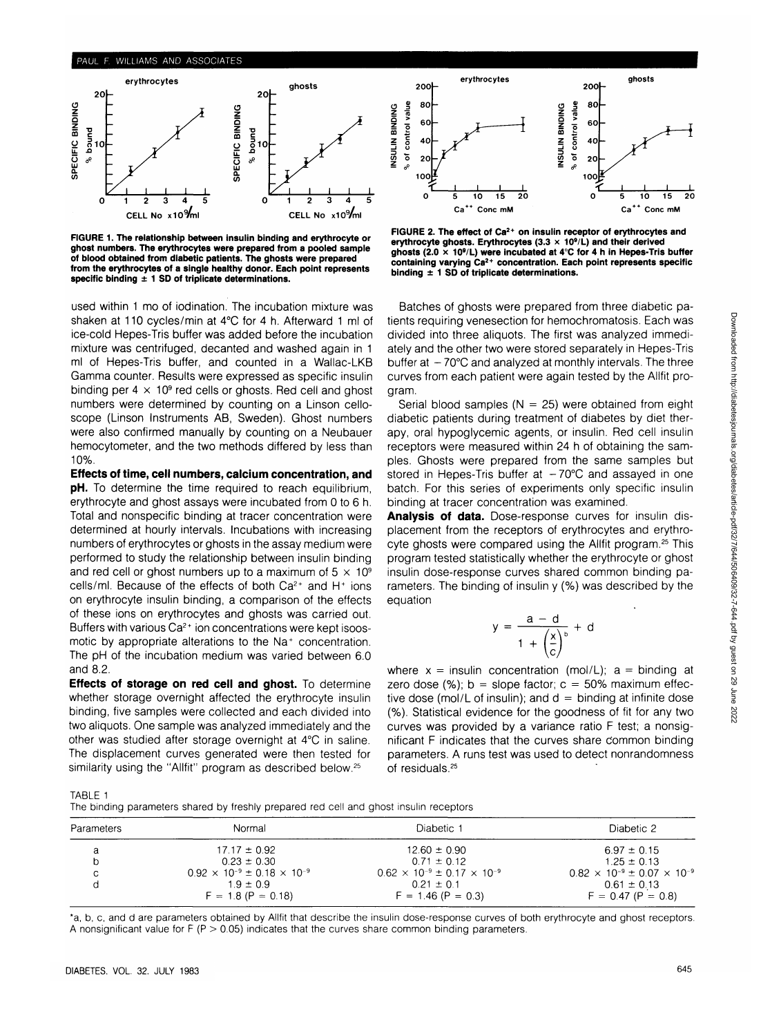FIGURE 1. The relationship between insulin binding and erythrocyte or ghost numbers. The erythrocytes were prepared from a pooled sample of blood obtained from diabetic patients. The ghosts were prepared from the erythrocytes of a single healthy donor. Each point represents specific binding ± 1 SD of triplicate determinations.

FIGURE 2. The effect of $Ca^{2+}$ on insulin receptor of erythrocytes and erythrocyte ghosts. Erythrocytes ($3.3 \times 10^9$/L) and their derived ghosts ($2.0 \times 10^9$/L) were incubated at 4°C for 4 h in Hepes-Tris buffer containing varying $Ca^{2+}$ concentration. Each point represents specific binding ± 1 SD of triplicate determinations.

used within 1 mo of iodination. The incubation mixture was shaken at 110 cycles/min at 4°C for 4 h. Afterward 1 ml of ice-cold Hepes-Tris buffer was added before the incubation mixture was centrifuged, decanted and washed again in 1 ml of Hepes-Tris buffer, and counted in a Wallac-LKB Gamma counter. Results were expressed as specific insulin binding per $4 \times 10^9$ red cells or ghosts. Red cell and ghost numbers were determined by counting on a Linson celloscope (Linson Instruments AB, Sweden). Ghost numbers were also confirmed manually by counting on a Neubauer hemocytometer, and the two methods differed by less than 10%.

**Effects of time, cell numbers, calcium concentration, and pH.** To determine the time required to reach equilibrium, erythrocyte and ghost assays were incubated from 0 to 6 h. Total and nonspecific binding at tracer concentration were determined at hourly intervals. Incubations with increasing numbers of erythrocytes or ghosts in the assay medium were performed to study the relationship between insulin binding and red cell or ghost numbers up to a maximum of $5 \times 10^9$ cells/ml. Because of the effects of both $Ca^{2+}$ and $H^+$ ions on erythrocyte insulin binding, a comparison of the effects of these ions on erythrocytes and ghosts was carried out. Buffers with various $Ca^{2+}$ ion concentrations were kept isoosmotic by appropriate alterations to the $Na^+$ concentration. The pH of the incubation medium was varied between 6.0 and 8.2.

**Effects of storage on red cell and ghost.** To determine whether storage overnight affected the erythrocyte insulin binding, five samples were collected and each divided into two aliquots. One sample was analyzed immediately and the other was studied after storage overnight at 4°C in saline. The displacement curves generated were then tested for similarity using the "Allfit" program as described below.[25]

Batches of ghosts were prepared from three diabetic patients requiring venesection for hemochromatosis. Each was divided into three aliquots. The first was analyzed immediately and the other two were stored separately in Hepes-Tris buffer at −70°C and analyzed at monthly intervals. The three curves from each patient were again tested by the Allfit program.

Serial blood samples (N = 25) were obtained from eight diabetic patients during treatment of diabetes by diet therapy, oral hypoglycemic agents, or insulin. Red cell insulin receptors were measured within 24 h of obtaining the samples. Ghosts were prepared from the same samples but stored in Hepes-Tris buffer at −70°C and assayed in one batch. For this series of experiments only specific insulin binding at tracer concentration was examined.

**Analysis of data.** Dose-response curves for insulin displacement from the receptors of erythrocytes and erythrocyte ghosts were compared using the Allfit program.[25] This program tested statistically whether the erythrocyte or ghost insulin dose-response curves shared common binding parameters. The binding of insulin y (%) was described by the equation

$$y = \frac{a - d}{1 + \left(\frac{x}{c}\right)^b} + d$$

where x = insulin concentration (mol/L); a = binding at zero dose (%); b = slope factor; c = 50% maximum effective dose (mol/L of insulin); and d = binding at infinite dose (%). Statistical evidence for the goodness of fit for any two curves was provided by a variance ratio F test; a nonsignificant F indicates that the curves share common binding parameters. A runs test was used to detect nonrandomness of residuals.[25]

TABLE 1
The binding parameters shared by freshly prepared red cell and ghost insulin receptors

| Parameters | Normal | Diabetic 1 | Diabetic 2 |
|---|---|---|---|
| a | 17.17 ± 0.92 | 12.60 ± 0.90 | 6.97 ± 0.15 |
| b | 0.23 ± 0.30 | 0.71 ± 0.12 | 1.25 ± 0.13 |
| c | $0.92 \times 10^{-9} \pm 0.18 \times 10^{-9}$ | $0.62 \times 10^{-9} \pm 0.17 \times 10^{-9}$ | $0.82 \times 10^{-9} \pm 0.07 \times 10^{-9}$ |
| d | 1.9 ± 0.9 | 0.21 ± 0.1 | 0.61 ± 0.13 |
| | F = 1.8 (P = 0.18) | F = 1.46 (P = 0.3) | F = 0.47 (P = 0.8) |

*a, b, c, and d are parameters obtained by Allfit that describe the insulin dose-response curves of both erythrocyte and ghost receptors. A nonsignificant value for F (P > 0.05) indicates that the curves share common binding parameters.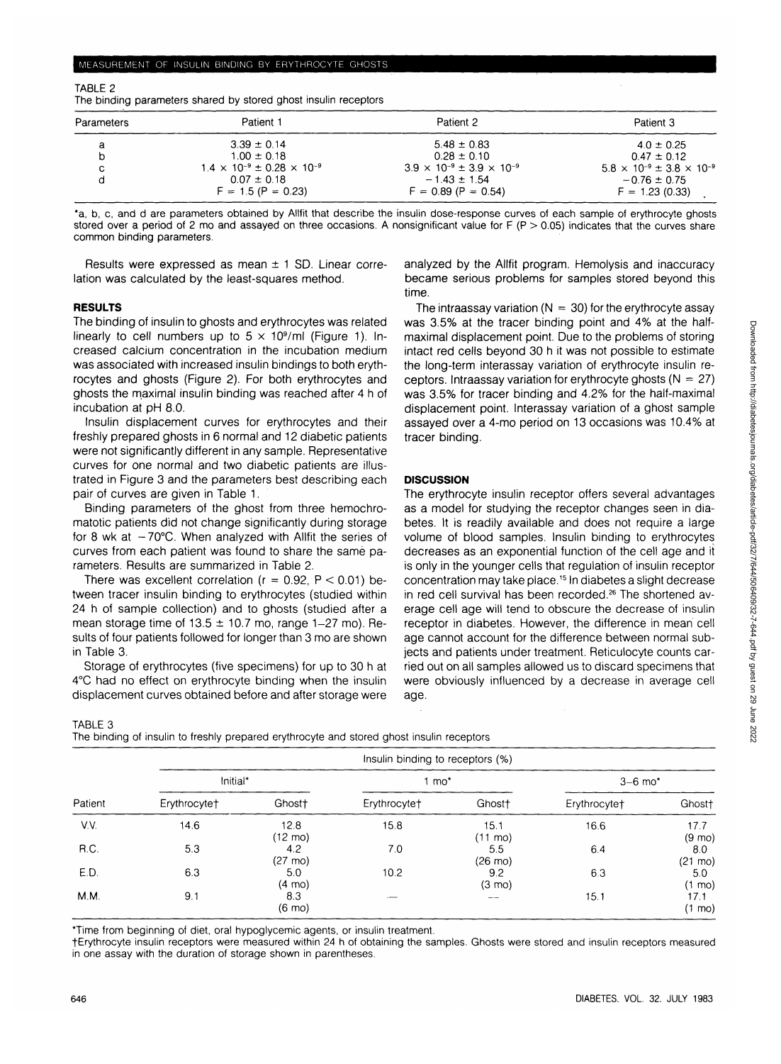TABLE 2
The binding parameters shared by stored ghost insulin receptors

| Parameters | Patient 1 | Patient 2 | Patient 3 |
|---|---|---|---|
| a | 3.39 ± 0.14 | 5.48 ± 0.83 | 4.0 ± 0.25 |
| b | 1.00 ± 0.18 | 0.28 ± 0.10 | 0.47 ± 0.12 |
| c | $1.4 \times 10^{-9} \pm 0.28 \times 10^{-9}$ | $3.9 \times 10^{-9} \pm 3.9 \times 10^{-9}$ | $5.8 \times 10^{-9} \pm 3.8 \times 10^{-9}$ |
| d | 0.07 ± 0.18 | −1.43 ± 1.54 | −0.76 ± 0.75 |
| | F = 1.5 (P = 0.23) | F = 0.89 (P = 0.54) | F = 1.23 (0.33) |

*a, b, c, and d are parameters obtained by Allfit that describe the insulin dose-response curves of each sample of erythrocyte ghosts stored over a period of 2 mo and assayed on three occasions. A nonsignificant value for F (P > 0.05) indicates that the curves share common binding parameters.

Results were expressed as mean ± 1 SD. Linear correlation was calculated by the least-squares method.

## RESULTS

The binding of insulin to ghosts and erythrocytes was related linearly to cell numbers up to $5 \times 10^9$/ml (Figure 1). Increased calcium concentration in the incubation medium was associated with increased insulin bindings to both erythrocytes and ghosts (Figure 2). For both erythrocytes and ghosts the maximal insulin binding was reached after 4 h of incubation at pH 8.0.

Insulin displacement curves for erythrocytes and their freshly prepared ghosts in 6 normal and 12 diabetic patients were not significantly different in any sample. Representative curves for one normal and two diabetic patients are illustrated in Figure 3 and the parameters best describing each pair of curves are given in Table 1.

Binding parameters of the ghost from three hemochromatotic patients did not change significantly during storage for 8 wk at −70°C. When analyzed with Allfit the series of curves from each patient was found to share the same parameters. Results are summarized in Table 2.

There was excellent correlation (r = 0.92, P < 0.01) between tracer insulin binding to erythrocytes (studied within 24 h of sample collection) and to ghosts (studied after a mean storage time of 13.5 ± 10.7 mo, range 1–27 mo). Results of four patients followed for longer than 3 mo are shown in Table 3.

Storage of erythrocytes (five specimens) for up to 30 h at 4°C had no effect on erythrocyte binding when the insulin displacement curves obtained before and after storage were analyzed by the Allfit program. Hemolysis and inaccuracy became serious problems for samples stored beyond this time.

The intraassay variation (N = 30) for the erythrocyte assay was 3.5% at the tracer binding point and 4% at the half-maximal displacement point. Due to the problems of storing intact red cells beyond 30 h it was not possible to estimate the long-term interassay variation of erythrocyte insulin receptors. Intraassay variation for erythrocyte ghosts (N = 27) was 3.5% for tracer binding and 4.2% for the half-maximal displacement point. Interassay variation of a ghost sample assayed over a 4-mo period on 13 occasions was 10.4% at tracer binding.

## DISCUSSION

The erythrocyte insulin receptor offers several advantages as a model for studying the receptor changes seen in diabetes. It is readily available and does not require a large volume of blood samples. Insulin binding to erythrocytes decreases as an exponential function of the cell age and it is only in the younger cells that regulation of insulin receptor concentration may take place.[15] In diabetes a slight decrease in red cell survival has been recorded.[26] The shortened average cell age will tend to obscure the decrease of insulin receptor in diabetes. However, the difference in mean cell age cannot account for the difference between normal subjects and patients under treatment. Reticulocyte counts carried out on all samples allowed us to discard specimens that were obviously influenced by a decrease in average cell age.

TABLE 3
The binding of insulin to freshly prepared erythrocyte and stored ghost insulin receptors

| | Insulin binding to receptors (%) | | | | | |
|---|---|---|---|---|---|---|
| | Initial* | | 1 mo* | | 3–6 mo* | |
| Patient | Erythrocyte† | Ghost† | Erythrocyte† | Ghost† | Erythrocyte† | Ghost† |
| V.V. | 14.6 | 12.8 (12 mo) | 15.8 | 15.1 (11 mo) | 16.6 | 17.7 (9 mo) |
| R.C. | 5.3 | 4.2 (27 mo) | 7.0 | 5.5 (26 mo) | 6.4 | 8.0 (21 mo) |
| E.D. | 6.3 | 5.0 (4 mo) | 10.2 | 9.2 (3 mo) | 6.3 | 5.0 (1 mo) |
| M.M. | 9.1 | 8.3 (6 mo) | — | — | 15.1 | 17.1 (1 mo) |

*Time from beginning of diet, oral hypoglycemic agents, or insulin treatment.
†Erythrocyte insulin receptors were measured within 24 h of obtaining the samples. Ghosts were stored and insulin receptors measured in one assay with the duration of storage shown in parentheses.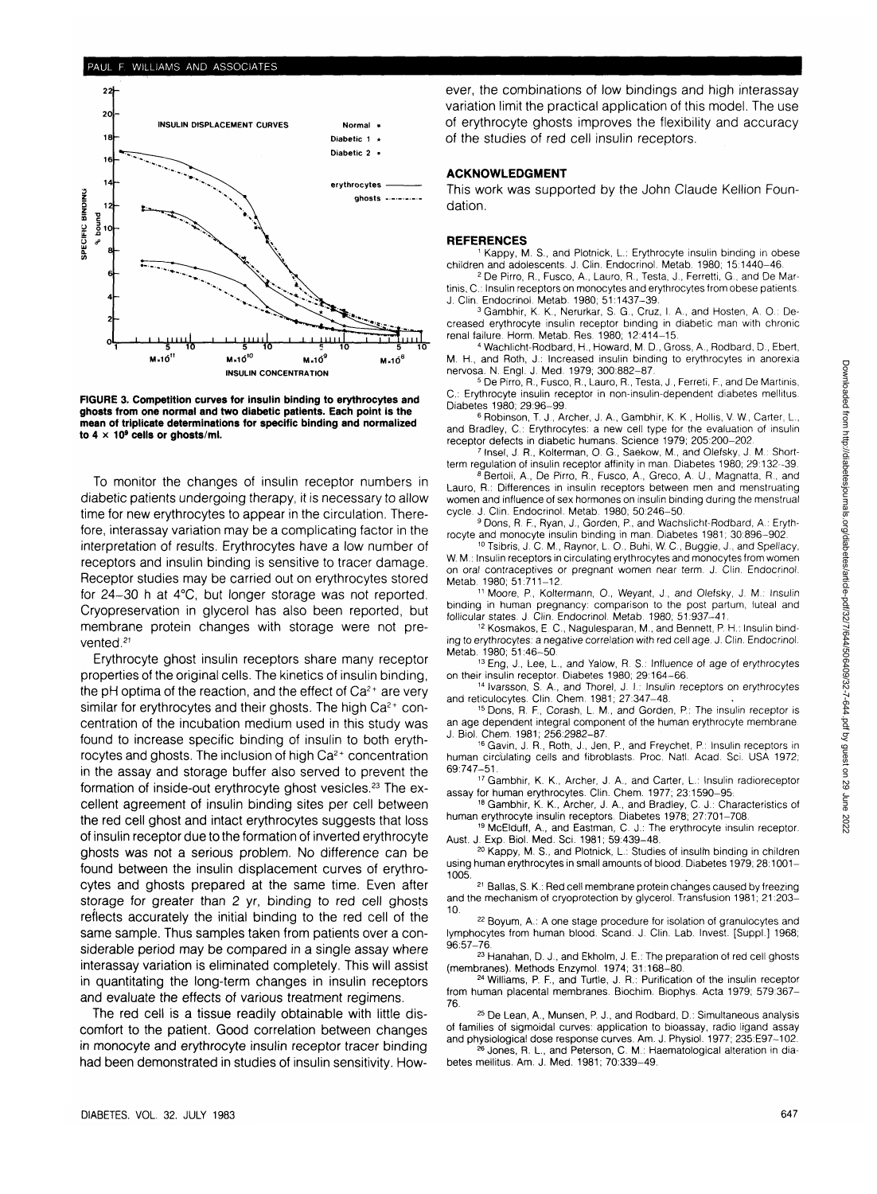INSULIN DISPLACEMENT CURVES

Normal •
Diabetic 1 •
Diabetic 2 •

erythrocytes ———
ghosts -·-·-·-·-

SPECIFIC BINDING % bound

22
20
18
16
14
12
10
8
6
4
2
0

1 5 10 5 10 5 10 5 10
M×10[11] M×10[10] M×10[9] M×10[8]

INSULIN CONCENTRATION

**FIGURE 3. Competition curves for insulin binding to erythrocytes and ghosts from one normal and two diabetic patients. Each point is the mean of triplicate determinations for specific binding and normalized to 4 × 10⁹ cells or ghosts/ml.**

To monitor the changes of insulin receptor numbers in diabetic patients undergoing therapy, it is necessary to allow time for new erythrocytes to appear in the circulation. Therefore, interassay variation may be a complicating factor in the interpretation of results. Erythrocytes have a low number of receptors and insulin binding is sensitive to tracer damage. Receptor studies may be carried out on erythrocytes stored for 24–30 h at 4°C, but longer storage was not reported. Cryopreservation in glycerol has also been reported, but membrane protein changes with storage were not prevented.[21]

Erythrocyte ghost insulin receptors share many receptor properties of the original cells. The kinetics of insulin binding, the pH optima of the reaction, and the effect of $Ca^{2+}$ are very similar for erythrocytes and their ghosts. The high $Ca^{2+}$ concentration of the incubation medium used in this study was found to increase specific binding of insulin to both erythrocytes and ghosts. The inclusion of high $Ca^{2+}$ concentration in the assay and storage buffer also served to prevent the formation of inside-out erythrocyte ghost vesicles.[23] The excellent agreement of insulin binding sites per cell between the red cell ghost and intact erythrocytes suggests that loss of insulin receptor due to the formation of inverted erythrocyte ghosts was not a serious problem. No difference can be found between the insulin displacement curves of erythrocytes and ghosts prepared at the same time. Even after storage for greater than 2 yr, binding to red cell ghosts reflects accurately the initial binding to the red cell of the same sample. Thus samples taken from patients over a considerable period may be compared in a single assay where interassay variation is eliminated completely. This will assist in quantitating the long-term changes in insulin receptors and evaluate the effects of various treatment regimens.

The red cell is a tissue readily obtainable with little discomfort to the patient. Good correlation between changes in monocyte and erythrocyte insulin receptor tracer binding had been demonstrated in studies of insulin sensitivity. However, the combinations of low bindings and high interassay variation limit the practical application of this model. The use of erythrocyte ghosts improves the flexibility and accuracy of the studies of red cell insulin receptors.

## ACKNOWLEDGMENT

This work was supported by the John Claude Kellion Foundation.

## REFERENCES

1 Kappy, M. S., and Plotnick, L.: Erythrocyte insulin binding in obese children and adolescents. J. Clin. Endocrinol. Metab. 1980; 15:1440–46.

2 De Pirro, R., Fusco, A., Lauro, R., Testa, J., Ferretti, G., and De Martinis, C.: Insulin receptors on monocytes and erythrocytes from obese patients. J. Clin. Endocrinol. Metab. 1980; 51:1437–39.

3 Gambhir, K. K., Nerurkar, S. G., Cruz, I. A., and Hosten, A. O.: Decreased erythrocyte insulin receptor binding in diabetic man with chronic renal failure. Horm. Metab. Res. 1980; 12:414–15.

4 Wachlicht-Rodbard, H., Howard, M. D., Gross, A., Rodbard, D., Ebert, M. H., and Roth, J.: Increased insulin binding to erythrocytes in anorexia nervosa. N. Engl. J. Med. 1979; 300:882–87.

5 De Pirro, R., Fusco, R., Lauro, R., Testa, J., Ferreti, F., and De Martinis, C.: Erythrocyte insulin receptor in non-insulin-dependent diabetes mellitus. Diabetes 1980; 29:96–99.

6 Robinson, T. J., Archer, J. A., Gambhir, K. K., Hollis, V. W., Carter, L., and Bradley, C.: Erythrocytes: a new cell type for the evaluation of insulin receptor defects in diabetic humans. Science 1979; 205:200–202.

7 Insel, J. R., Kolterman, O. G., Saekow, M., and Olefsky, J. M.: Short-term regulation of insulin receptor affinity in man. Diabetes 1980; 29:132–39.

8 Bertoli, A., De Pirro, R., Fusco, A., Greco, A. U., Magnatta, R., and Lauro, R.: Differences in insulin receptors between men and menstruating women and influence of sex hormones on insulin binding during the menstrual cycle. J. Clin. Endocrinol. Metab. 1980; 50:246–50.

9 Dons, R. F., Ryan, J., Gorden, P., and Wachslicht-Rodbard, A.: Erythrocyte and monocyte insulin binding in man. Diabetes 1981; 30:896–902.

10 Tsibris, J. C. M., Raynor, L. O., Buhi, W. C., Buggie, J., and Spellacy, W. M.: Insulin receptors in circulating erythrocytes and monocytes from women on oral contraceptives or pregnant women near term. J. Clin. Endocrinol. Metab. 1980; 51:711–12.

11 Moore, P., Koltermann, O., Weyant, J., and Olefsky, J. M.: Insulin binding in human pregnancy: comparison to the post partum, luteal and follicular states. J. Clin. Endocrinol. Metab. 1980; 51:937–41.

12 Kosmakos, E. C., Nagulesparan, M., and Bennett, P. H.: Insulin binding to erythrocytes: a negative correlation with red cell age. J. Clin. Endocrinol. Metab. 1980; 51:46–50.

13 Eng, J., Lee, L., and Yalow, R. S.: Influence of age of erythrocytes on their insulin receptor. Diabetes 1980; 29:164–66.

14 Ivarsson, S. A., and Thorel, J. I.: Insulin receptors on erythrocytes and reticulocytes. Clin. Chem. 1981; 27:347–48.

15 Dons, R. F., Corash, L. M., and Gorden, P.: The insulin receptor is an age dependent integral component of the human erythrocyte membrane. J. Biol. Chem. 1981; 256:2982–87.

16 Gavin, J. R., Roth, J., Jen, P., and Freychet, P.: Insulin receptors in human circulating cells and fibroblasts. Proc. Natl. Acad. Sci. USA 1972; 69:747–51.

17 Gambhir, K. K., Archer, J. A., and Carter, L.: Insulin radioreceptor assay for human erythrocytes. Clin. Chem. 1977; 23:1590–95.

18 Gambhir, K. K., Archer, J. A., and Bradley, C. J.: Characteristics of human erythrocyte insulin receptors. Diabetes 1978; 27:701–708.

19 McElduff, A., and Eastman, C. J.: The erythrocyte insulin receptor. Aust. J. Exp. Biol. Med. Sci. 1981; 59:439–48.

20 Kappy, M. S., and Plotnick, L.: Studies of insulin binding in children using human erythrocytes in small amounts of blood. Diabetes 1979; 28:1001–1005.

21 Ballas, S. K.: Red cell membrane protein changes caused by freezing and the mechanism of cryoprotection by glycerol. Transfusion 1981; 21:203–10.

22 Boyum, A.: A one stage procedure for isolation of granulocytes and lymphocytes from human blood. Scand. J. Clin. Lab. Invest. [Suppl.] 1968; 96:57–76.

23 Hanahan, D. J., and Ekholm, J. E.: The preparation of red cell ghosts (membranes). Methods Enzymol. 1974; 31:168–80.

24 Williams, P. F., and Turtle, J. R.: Purification of the insulin receptor from human placental membranes. Biochim. Biophys. Acta 1979; 579:367–76.

25 De Lean, A., Munsen, P. J., and Rodbard, D.: Simultaneous analysis of families of sigmoidal curves: application to bioassay, radio ligand assay and physiological dose response curves. Am. J. Physiol. 1977; 235:E97–102.

26 Jones, R. L., and Peterson, C. M.: Haematological alteration in diabetes mellitus. Am. J. Med. 1981; 70:339–49.